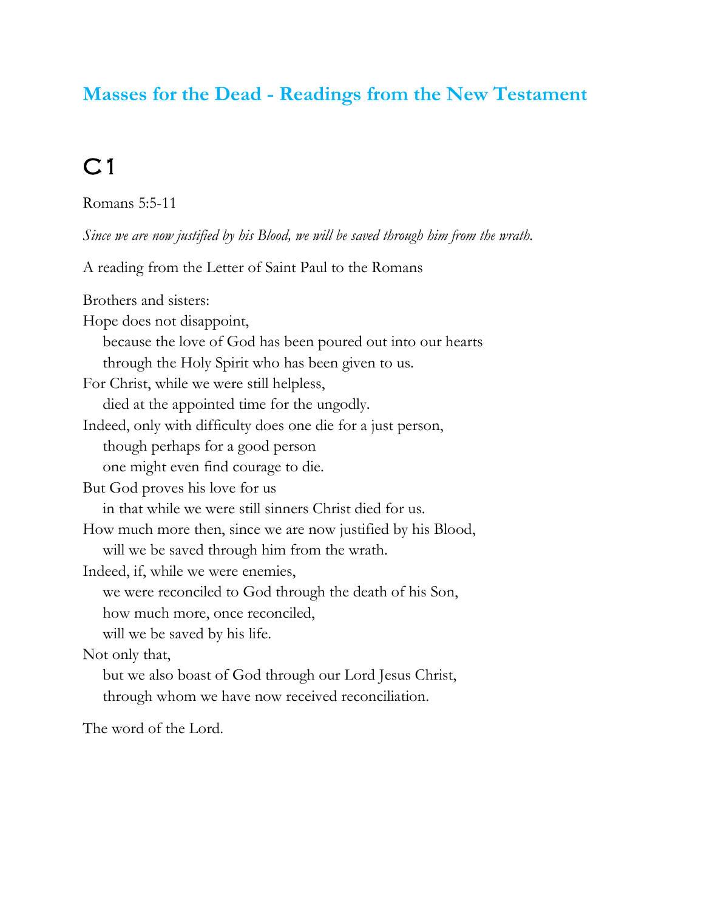# Masses for the Dead - Readings from the New Testament

## C 1

Romans 5:5-11

*Since we are now justified by his Blood, we will be saved through him from the wrath.*

A reading from the Letter of Saint Paul to the Romans

Brothers and sisters:
Hope does not disappoint,
because the love of God has been poured out into our hearts
through the Holy Spirit who has been given to us.
For Christ, while we were still helpless,
died at the appointed time for the ungodly.
Indeed, only with difficulty does one die for a just person,
though perhaps for a good person
one might even find courage to die.
But God proves his love for us
in that while we were still sinners Christ died for us.
How much more then, since we are now justified by his Blood,
will we be saved through him from the wrath.
Indeed, if, while we were enemies,
we were reconciled to God through the death of his Son,
how much more, once reconciled,
will we be saved by his life.
Not only that,
but we also boast of God through our Lord Jesus Christ,
through whom we have now received reconciliation.

The word of the Lord.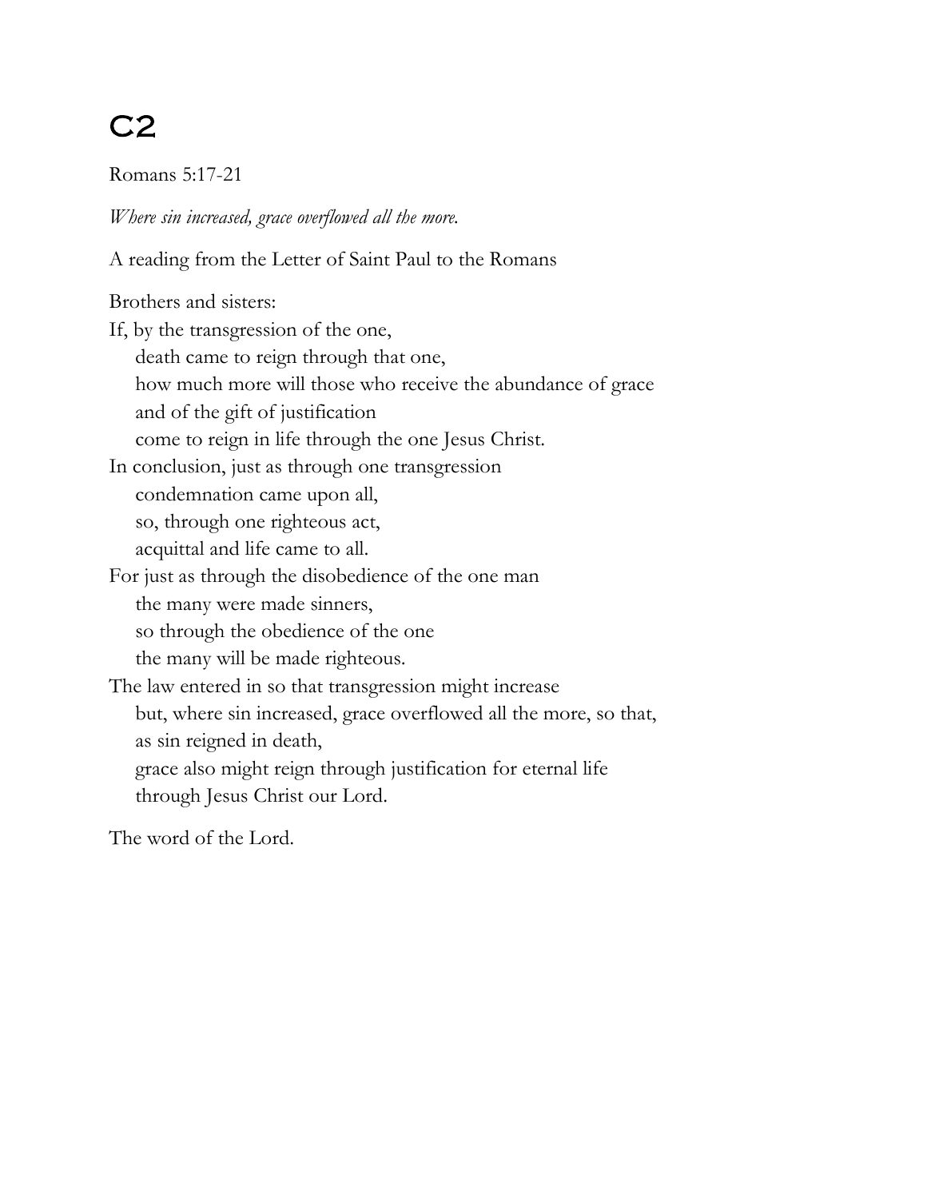# C2

Romans 5:17-21

*Where sin increased, grace overflowed all the more.*

A reading from the Letter of Saint Paul to the Romans

Brothers and sisters:  
If, by the transgression of the one,  
    death came to reign through that one,  
    how much more will those who receive the abundance of grace  
    and of the gift of justification  
    come to reign in life through the one Jesus Christ.  
In conclusion, just as through one transgression  
    condemnation came upon all,  
    so, through one righteous act,  
    acquittal and life came to all.  
For just as through the disobedience of the one man  
    the many were made sinners,  
    so through the obedience of the one  
    the many will be made righteous.  
The law entered in so that transgression might increase  
    but, where sin increased, grace overflowed all the more, so that,  
    as sin reigned in death,  
    grace also might reign through justification for eternal life  
    through Jesus Christ our Lord.

The word of the Lord.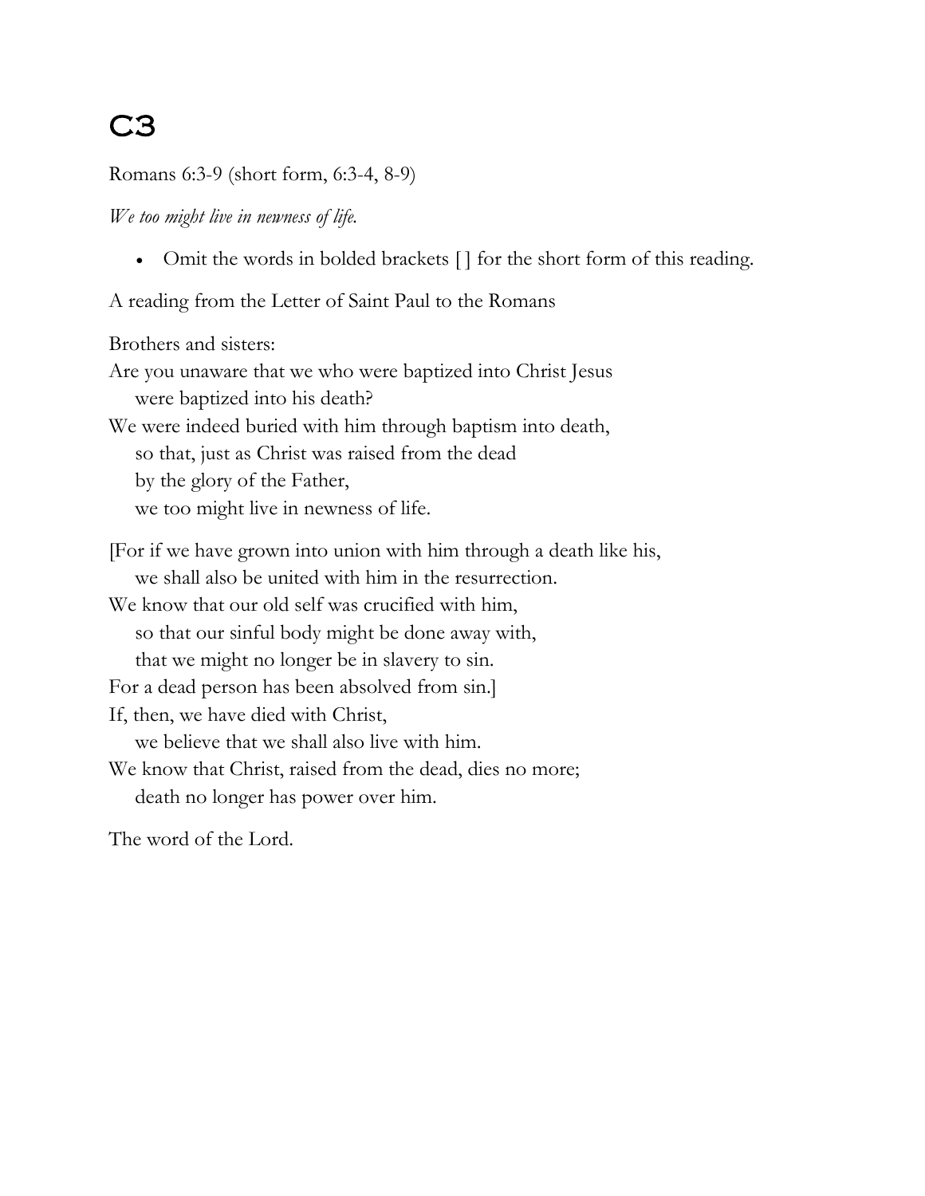# C3

Romans 6:3-9 (short form, 6:3-4, 8-9)

*We too might live in newness of life.*

- Omit the words in bolded brackets [ ] for the short form of this reading.

A reading from the Letter of Saint Paul to the Romans

Brothers and sisters:
Are you unaware that we who were baptized into Christ Jesus
were baptized into his death?
We were indeed buried with him through baptism into death,
so that, just as Christ was raised from the dead
by the glory of the Father,
we too might live in newness of life.

[For if we have grown into union with him through a death like his,
we shall also be united with him in the resurrection.
We know that our old self was crucified with him,
so that our sinful body might be done away with,
that we might no longer be in slavery to sin.
For a dead person has been absolved from sin.]
If, then, we have died with Christ,
we believe that we shall also live with him.
We know that Christ, raised from the dead, dies no more;
death no longer has power over him.

The word of the Lord.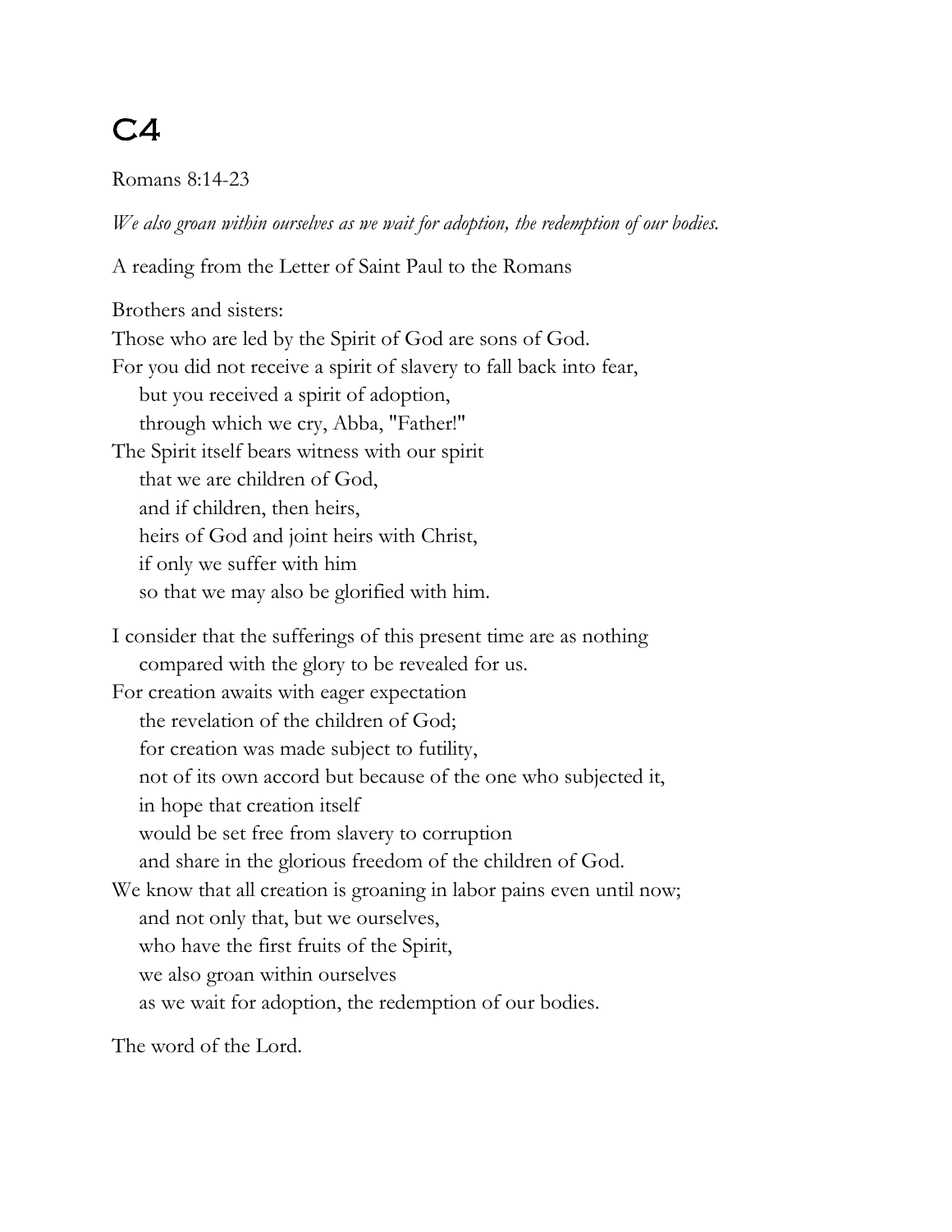# C4

Romans 8:14-23

*We also groan within ourselves as we wait for adoption, the redemption of our bodies.*

A reading from the Letter of Saint Paul to the Romans

Brothers and sisters:
Those who are led by the Spirit of God are sons of God.
For you did not receive a spirit of slavery to fall back into fear,
    but you received a spirit of adoption,
    through which we cry, Abba, "Father!"
The Spirit itself bears witness with our spirit
    that we are children of God,
    and if children, then heirs,
    heirs of God and joint heirs with Christ,
    if only we suffer with him
    so that we may also be glorified with him.

I consider that the sufferings of this present time are as nothing
    compared with the glory to be revealed for us.
For creation awaits with eager expectation
    the revelation of the children of God;
    for creation was made subject to futility,
    not of its own accord but because of the one who subjected it,
    in hope that creation itself
    would be set free from slavery to corruption
    and share in the glorious freedom of the children of God.
We know that all creation is groaning in labor pains even until now;
    and not only that, but we ourselves,
    who have the first fruits of the Spirit,
    we also groan within ourselves
    as we wait for adoption, the redemption of our bodies.

The word of the Lord.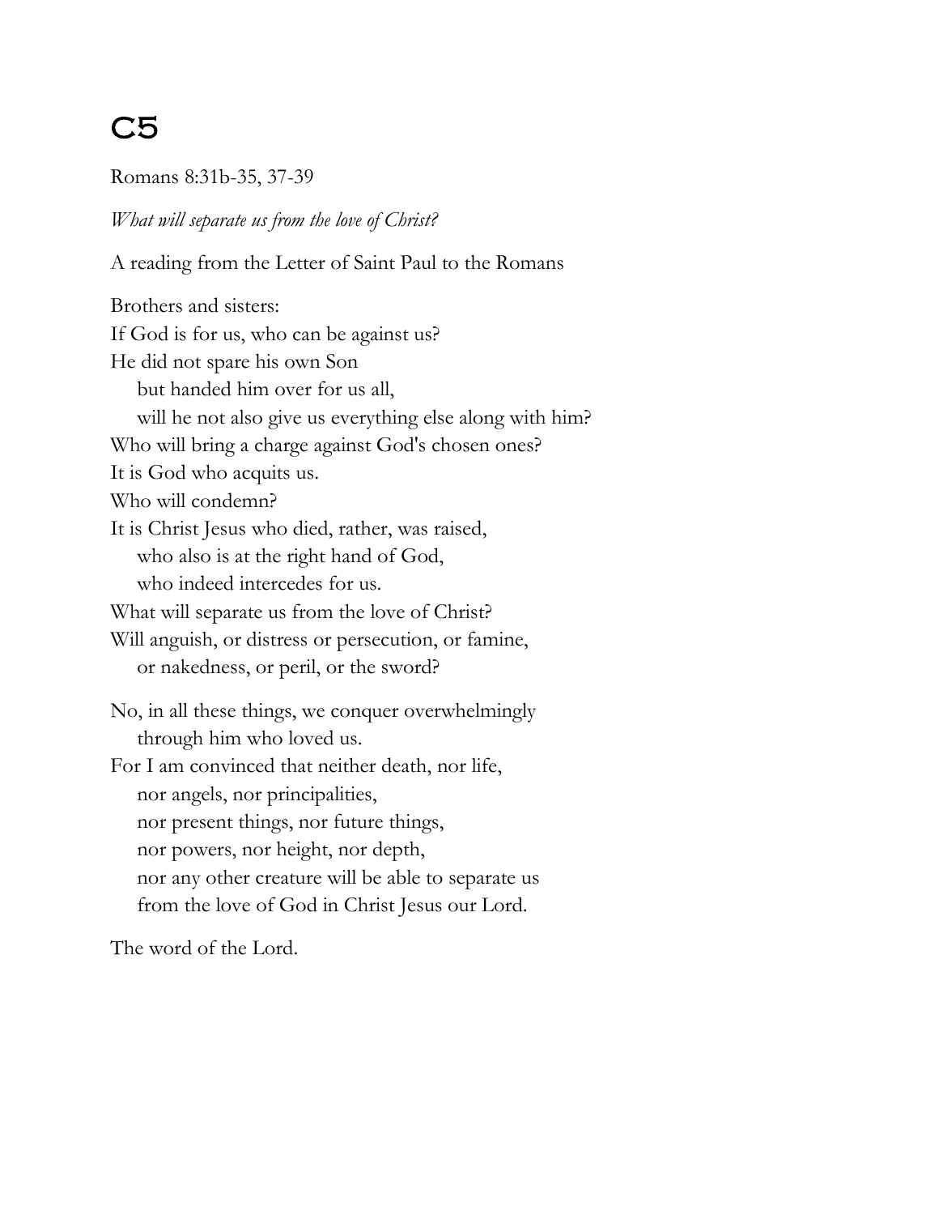# C5

Romans 8:31b-35, 37-39

*What will separate us from the love of Christ?*

A reading from the Letter of Saint Paul to the Romans

Brothers and sisters:  
If God is for us, who can be against us?  
He did not spare his own Son  
    but handed him over for us all,  
    will he not also give us everything else along with him?  
Who will bring a charge against God's chosen ones?  
It is God who acquits us.  
Who will condemn?  
It is Christ Jesus who died, rather, was raised,  
    who also is at the right hand of God,  
    who indeed intercedes for us.  
What will separate us from the love of Christ?  
Will anguish, or distress or persecution, or famine,  
    or nakedness, or peril, or the sword?

No, in all these things, we conquer overwhelmingly  
    through him who loved us.  
For I am convinced that neither death, nor life,  
    nor angels, nor principalities,  
    nor present things, nor future things,  
    nor powers, nor height, nor depth,  
    nor any other creature will be able to separate us  
    from the love of God in Christ Jesus our Lord.

The word of the Lord.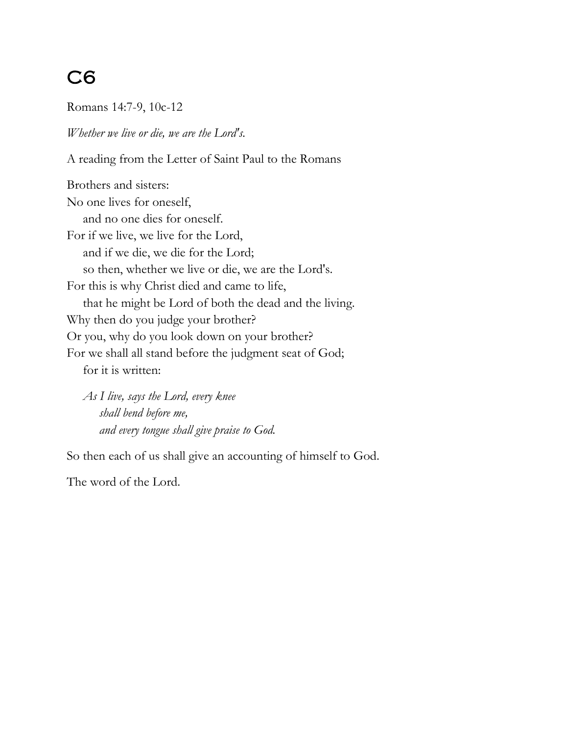# C6

Romans 14:7-9, 10c-12

*Whether we live or die, we are the Lord's.*

A reading from the Letter of Saint Paul to the Romans

Brothers and sisters:
No one lives for oneself,
    and no one dies for oneself.
For if we live, we live for the Lord,
    and if we die, we die for the Lord;
    so then, whether we live or die, we are the Lord's.
For this is why Christ died and came to life,
    that he might be Lord of both the dead and the living.
Why then do you judge your brother?
Or you, why do you look down on your brother?
For we shall all stand before the judgment seat of God;
    for it is written:

*As I live, says the Lord, every knee*
    *shall bend before me,*
    *and every tongue shall give praise to God.*

So then each of us shall give an accounting of himself to God.

The word of the Lord.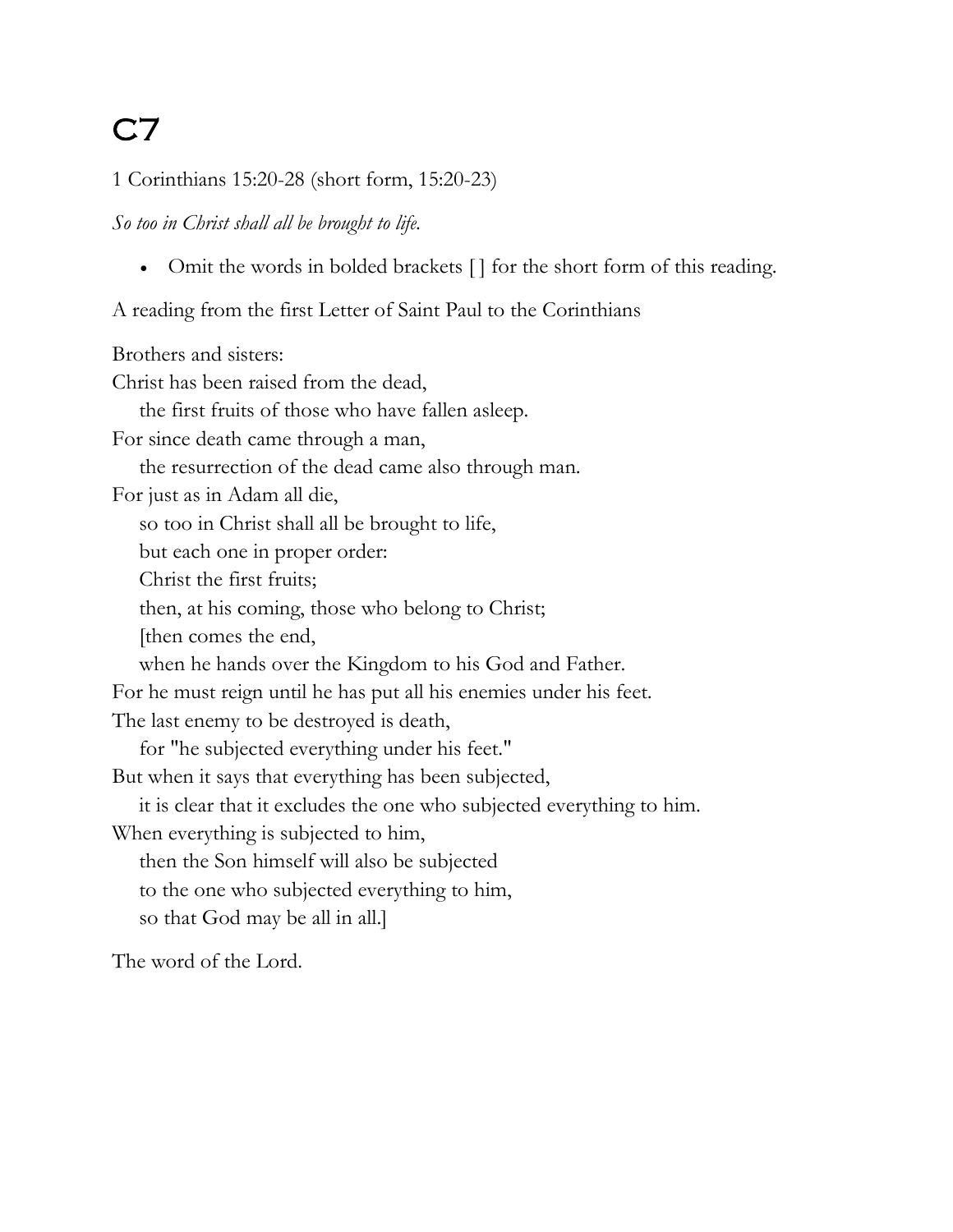# C7

1 Corinthians 15:20-28 (short form, 15:20-23)

*So too in Christ shall all be brought to life.*

- Omit the words in bolded brackets [ ] for the short form of this reading.

A reading from the first Letter of Saint Paul to the Corinthians

Brothers and sisters:
Christ has been raised from the dead,
    the first fruits of those who have fallen asleep.
For since death came through a man,
    the resurrection of the dead came also through man.
For just as in Adam all die,
    so too in Christ shall all be brought to life,
    but each one in proper order:
    Christ the first fruits;
    then, at his coming, those who belong to Christ;
    [then comes the end,
    when he hands over the Kingdom to his God and Father.
For he must reign until he has put all his enemies under his feet.
The last enemy to be destroyed is death,
    for "he subjected everything under his feet."
But when it says that everything has been subjected,
    it is clear that it excludes the one who subjected everything to him.
When everything is subjected to him,
    then the Son himself will also be subjected
    to the one who subjected everything to him,
    so that God may be all in all.]

The word of the Lord.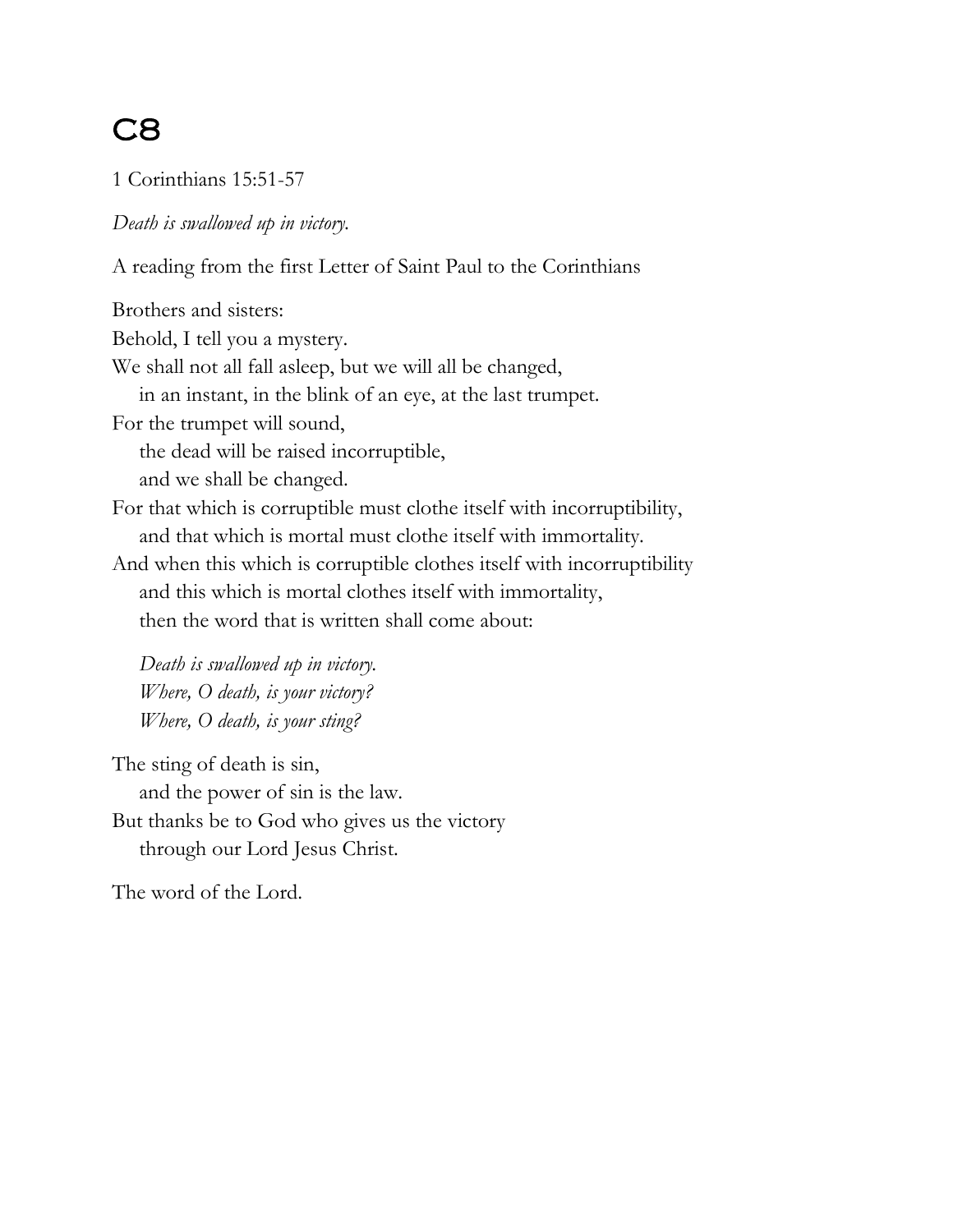# C8

1 Corinthians 15:51-57

*Death is swallowed up in victory.*

A reading from the first Letter of Saint Paul to the Corinthians

Brothers and sisters:
Behold, I tell you a mystery.
We shall not all fall asleep, but we will all be changed,
in an instant, in the blink of an eye, at the last trumpet.
For the trumpet will sound,
the dead will be raised incorruptible,
and we shall be changed.
For that which is corruptible must clothe itself with incorruptibility,
and that which is mortal must clothe itself with immortality.
And when this which is corruptible clothes itself with incorruptibility
and this which is mortal clothes itself with immortality,
then the word that is written shall come about:

*Death is swallowed up in victory.*
*Where, O death, is your victory?*
*Where, O death, is your sting?*

The sting of death is sin,
and the power of sin is the law.
But thanks be to God who gives us the victory
through our Lord Jesus Christ.

The word of the Lord.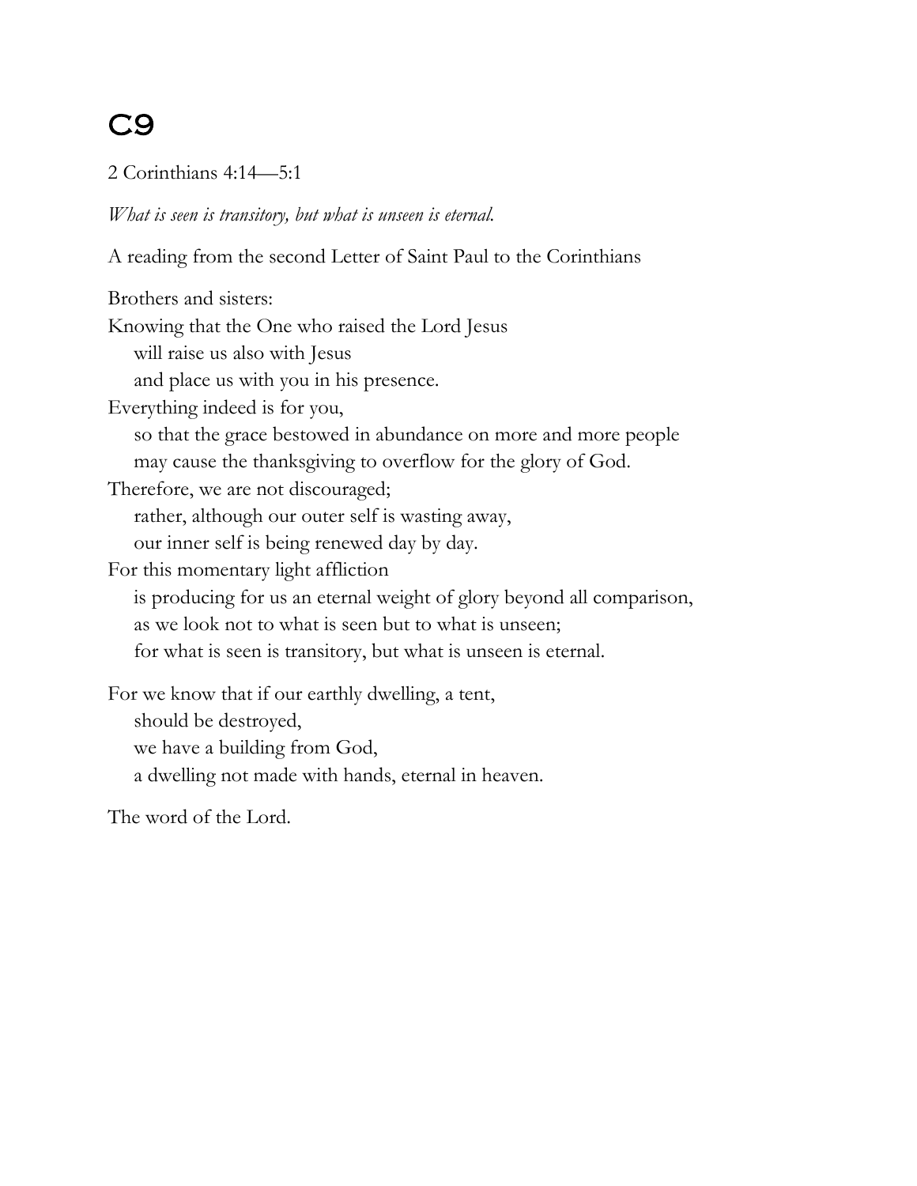# C9

2 Corinthians 4:14—5:1

*What is seen is transitory, but what is unseen is eternal.*

A reading from the second Letter of Saint Paul to the Corinthians

Brothers and sisters:
Knowing that the One who raised the Lord Jesus
  will raise us also with Jesus
  and place us with you in his presence.
Everything indeed is for you,
  so that the grace bestowed in abundance on more and more people
  may cause the thanksgiving to overflow for the glory of God.
Therefore, we are not discouraged;
  rather, although our outer self is wasting away,
  our inner self is being renewed day by day.
For this momentary light affliction
  is producing for us an eternal weight of glory beyond all comparison,
  as we look not to what is seen but to what is unseen;
  for what is seen is transitory, but what is unseen is eternal.

For we know that if our earthly dwelling, a tent,
  should be destroyed,
  we have a building from God,
  a dwelling not made with hands, eternal in heaven.

The word of the Lord.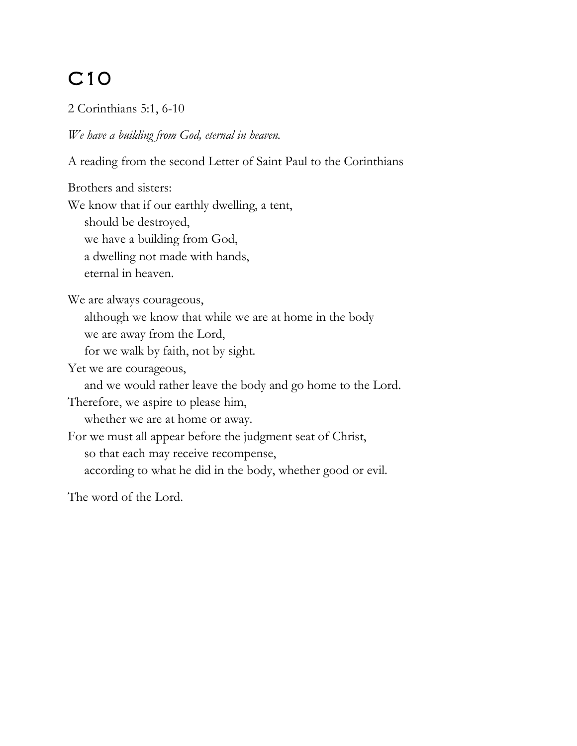# C10

2 Corinthians 5:1, 6-10

*We have a building from God, eternal in heaven.*

A reading from the second Letter of Saint Paul to the Corinthians

Brothers and sisters:
We know that if our earthly dwelling, a tent,
  should be destroyed,
  we have a building from God,
  a dwelling not made with hands,
  eternal in heaven.

We are always courageous,
  although we know that while we are at home in the body
  we are away from the Lord,
  for we walk by faith, not by sight.
Yet we are courageous,
  and we would rather leave the body and go home to the Lord.
Therefore, we aspire to please him,
  whether we are at home or away.
For we must all appear before the judgment seat of Christ,
  so that each may receive recompense,
  according to what he did in the body, whether good or evil.

The word of the Lord.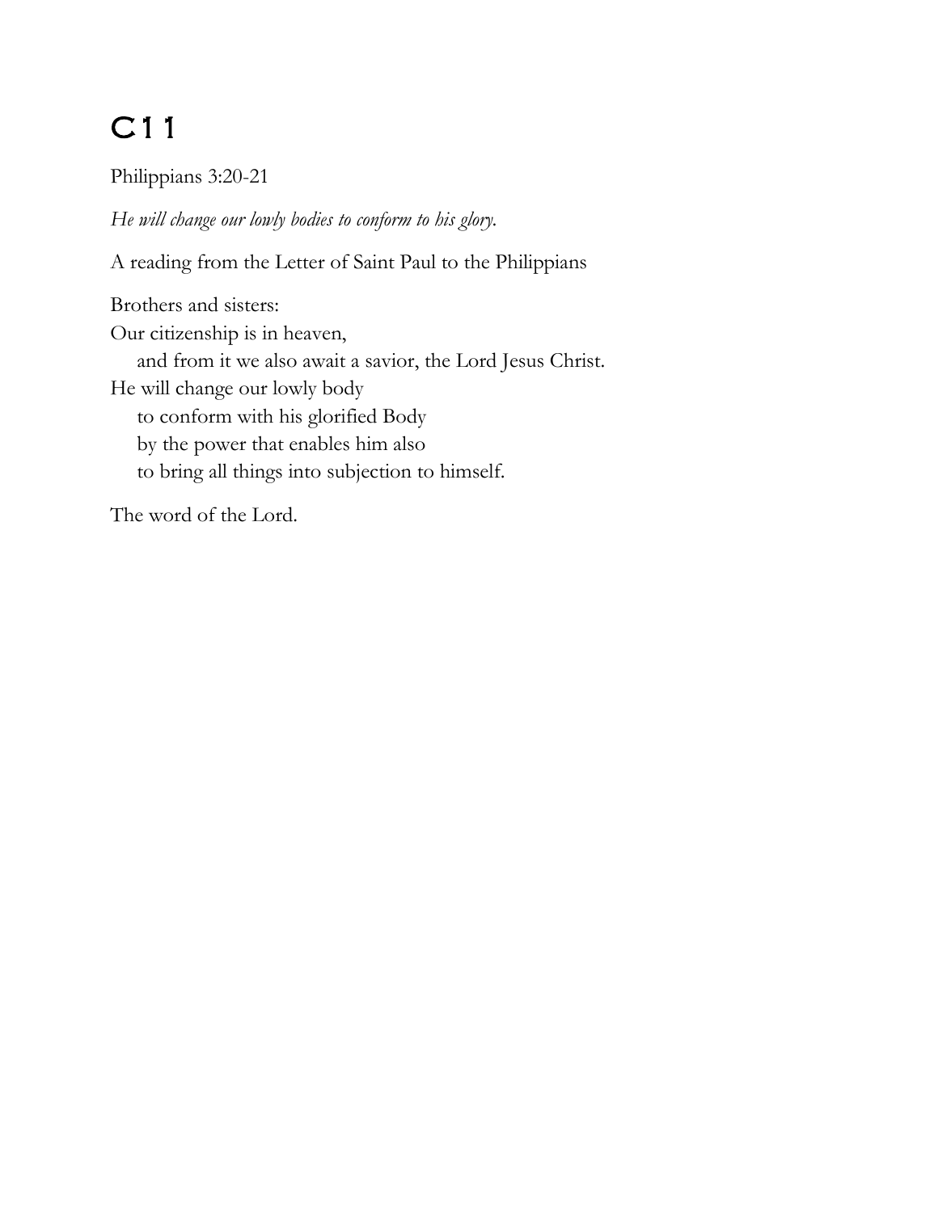# C11

Philippians 3:20-21

*He will change our lowly bodies to conform to his glory.*

A reading from the Letter of Saint Paul to the Philippians

Brothers and sisters:
Our citizenship is in heaven,
    and from it we also await a savior, the Lord Jesus Christ.
He will change our lowly body
    to conform with his glorified Body
    by the power that enables him also
    to bring all things into subjection to himself.

The word of the Lord.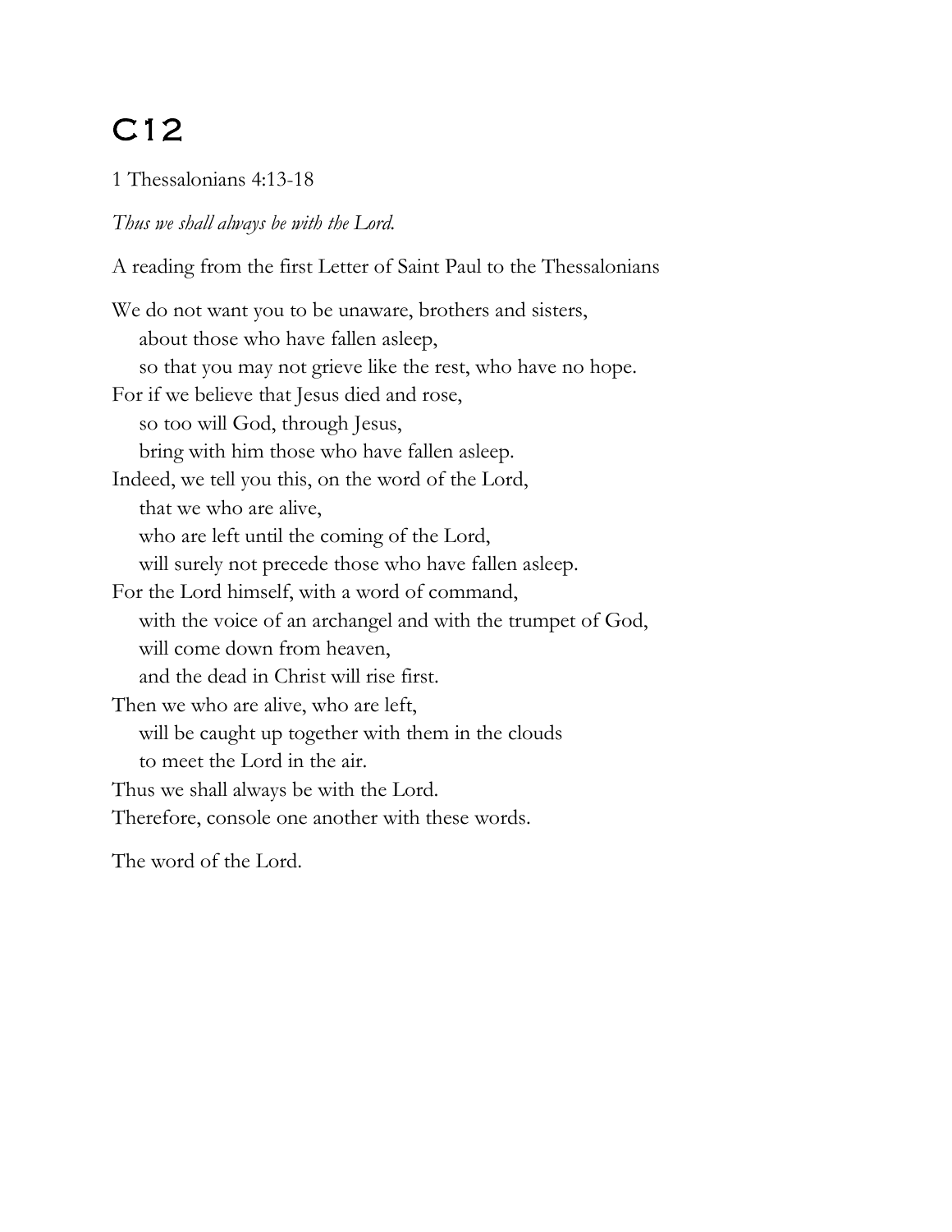# C12

1 Thessalonians 4:13-18

*Thus we shall always be with the Lord.*

A reading from the first Letter of Saint Paul to the Thessalonians

We do not want you to be unaware, brothers and sisters,
    about those who have fallen asleep,
    so that you may not grieve like the rest, who have no hope.
For if we believe that Jesus died and rose,
    so too will God, through Jesus,
    bring with him those who have fallen asleep.
Indeed, we tell you this, on the word of the Lord,
    that we who are alive,
    who are left until the coming of the Lord,
    will surely not precede those who have fallen asleep.
For the Lord himself, with a word of command,
    with the voice of an archangel and with the trumpet of God,
    will come down from heaven,
    and the dead in Christ will rise first.
Then we who are alive, who are left,
    will be caught up together with them in the clouds
    to meet the Lord in the air.
Thus we shall always be with the Lord.
Therefore, console one another with these words.

The word of the Lord.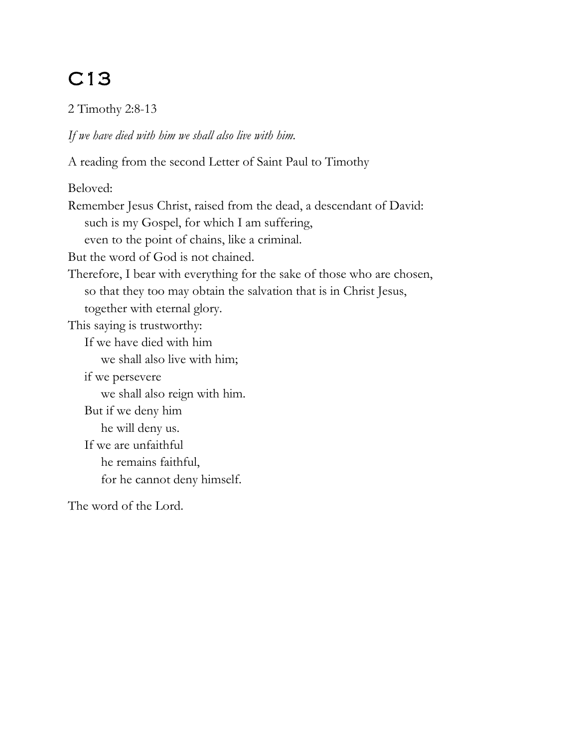# C13

2 Timothy 2:8-13

*If we have died with him we shall also live with him.*

A reading from the second Letter of Saint Paul to Timothy

Beloved:
Remember Jesus Christ, raised from the dead, a descendant of David:
  such is my Gospel, for which I am suffering,
  even to the point of chains, like a criminal.
But the word of God is not chained.
Therefore, I bear with everything for the sake of those who are chosen,
  so that they too may obtain the salvation that is in Christ Jesus,
  together with eternal glory.
This saying is trustworthy:
  If we have died with him
    we shall also live with him;
  if we persevere
    we shall also reign with him.
  But if we deny him
    he will deny us.
  If we are unfaithful
    he remains faithful,
    for he cannot deny himself.

The word of the Lord.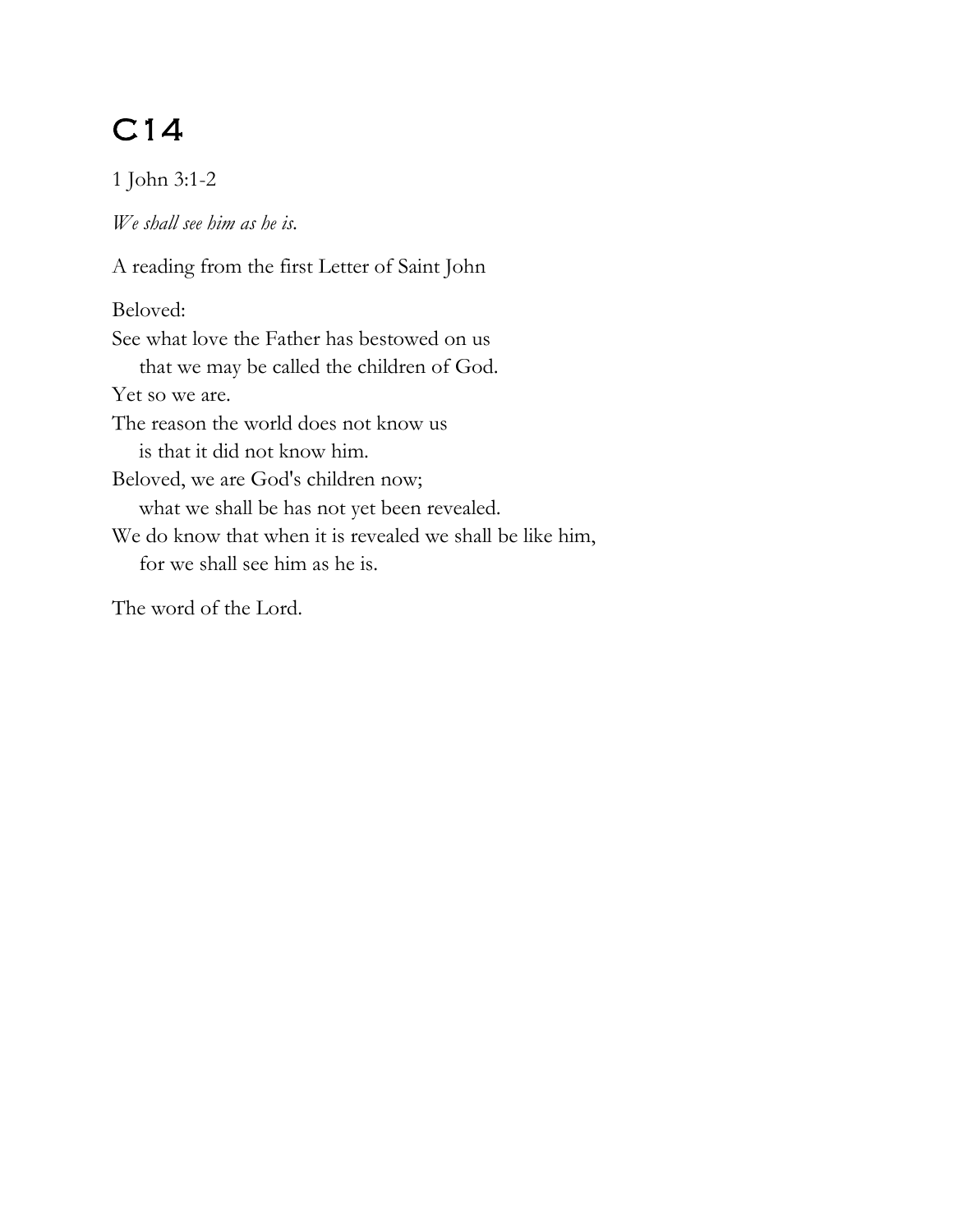# C14

1 John 3:1-2

*We shall see him as he is.*

A reading from the first Letter of Saint John

Beloved:
See what love the Father has bestowed on us
  that we may be called the children of God.
Yet so we are.
The reason the world does not know us
  is that it did not know him.
Beloved, we are God's children now;
  what we shall be has not yet been revealed.
We do know that when it is revealed we shall be like him,
  for we shall see him as he is.

The word of the Lord.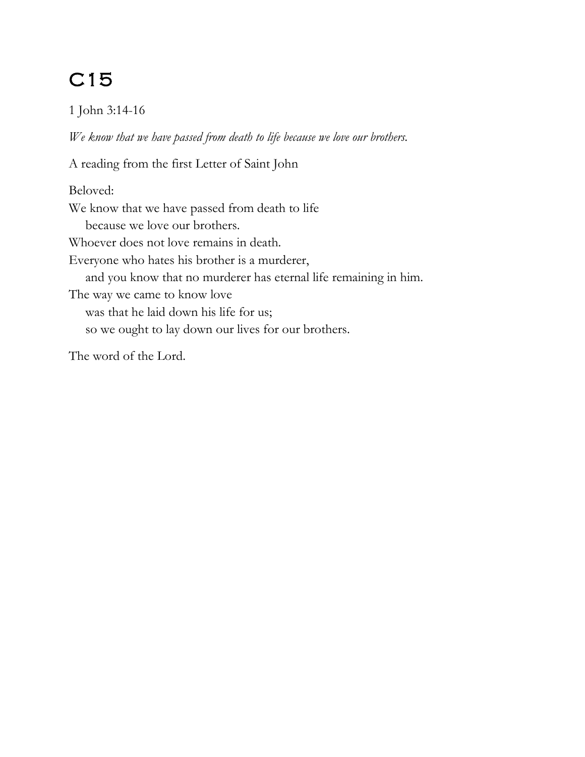# C15

1 John 3:14-16

*We know that we have passed from death to life because we love our brothers.*

A reading from the first Letter of Saint John

Beloved:
We know that we have passed from death to life
 because we love our brothers.
Whoever does not love remains in death.
Everyone who hates his brother is a murderer,
 and you know that no murderer has eternal life remaining in him.
The way we came to know love
 was that he laid down his life for us;
 so we ought to lay down our lives for our brothers.

The word of the Lord.